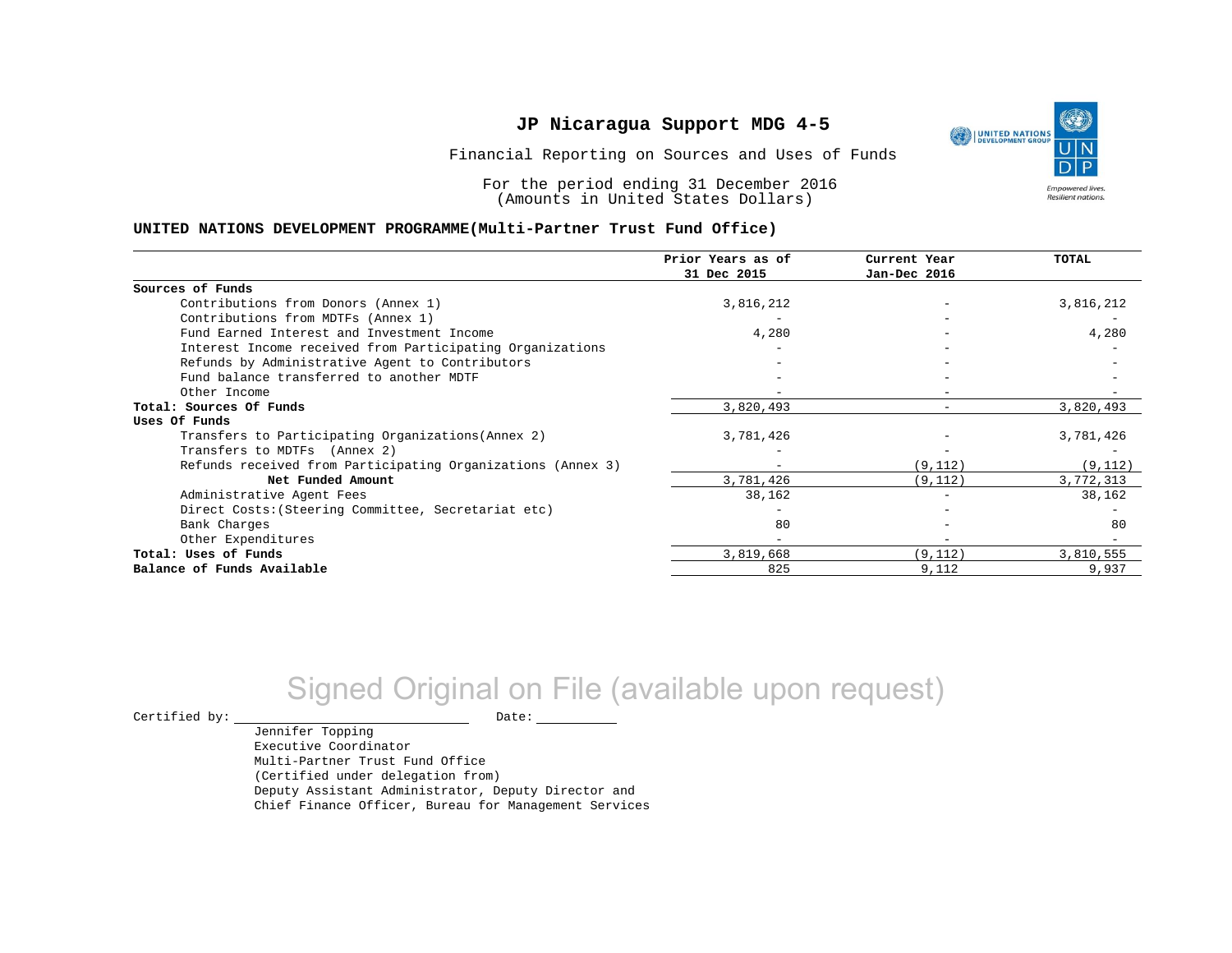# JP Nicaragua Support MDG 4-5

Financial Reporting on Sources and Uses of Funds

For the period ending 31 December 2016
(Amounts in United States Dollars)

**UNITED NATIONS DEVELOPMENT PROGRAMME(Multi-Partner Trust Fund Office)**

| | Prior Years as of 31 Dec 2015 | Current Year Jan-Dec 2016 | TOTAL |
|---|---|---|---|
| **Sources of Funds** | | | |
| Contributions from Donors (Annex 1) | 3,816,212 | - | 3,816,212 |
| Contributions from MDTFs (Annex 1) | - | - | - |
| Fund Earned Interest and Investment Income | 4,280 | - | 4,280 |
| Interest Income received from Participating Organizations | - | - | - |
| Refunds by Administrative Agent to Contributors | - | - | - |
| Fund balance transferred to another MDTF | - | - | - |
| Other Income | - | - | - |
| **Total: Sources Of Funds** | 3,820,493 | - | 3,820,493 |
| **Uses Of Funds** | | | |
| Transfers to Participating Organizations(Annex 2) | 3,781,426 | - | 3,781,426 |
| Transfers to MDTFs (Annex 2) | - | - | - |
| Refunds received from Participating Organizations (Annex 3) | - | (9,112) | (9,112) |
| **Net Funded Amount** | 3,781,426 | (9,112) | 3,772,313 |
| Administrative Agent Fees | 38,162 | - | 38,162 |
| Direct Costs:(Steering Committee, Secretariat etc) | - | - | - |
| Bank Charges | 80 | - | 80 |
| Other Expenditures | - | - | - |
| **Total: Uses of Funds** | 3,819,668 | (9,112) | 3,810,555 |
| **Balance of Funds Available** | 825 | 9,112 | 9,937 |

Signed Original on File (available upon request)

Certified by: \_\_\_\_\_\_\_\_\_\_\_\_\_\_\_\_\_\_\_\_ Date: \_\_\_\_\_\_\_\_\_\_

Jennifer Topping
Executive Coordinator
Multi-Partner Trust Fund Office
(Certified under delegation from)
Deputy Assistant Administrator, Deputy Director and
Chief Finance Officer, Bureau for Management Services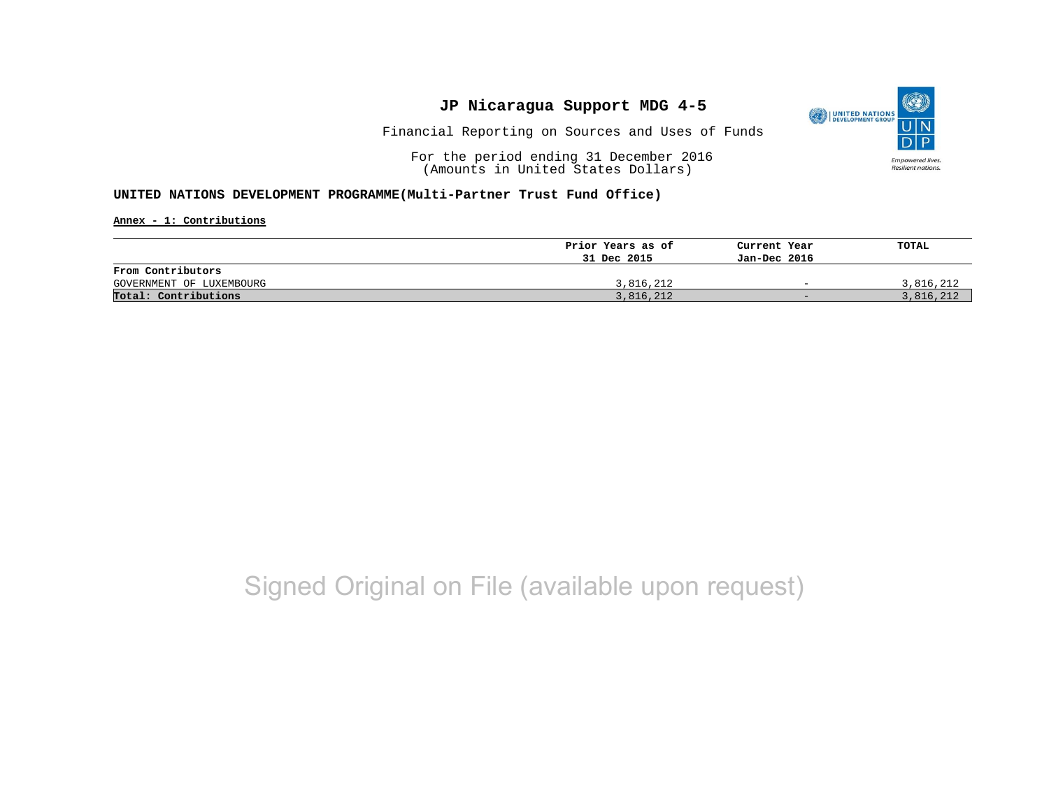# JP Nicaragua Support MDG 4-5

Financial Reporting on Sources and Uses of Funds

For the period ending 31 December 2016
(Amounts in United States Dollars)

**UNITED NATIONS DEVELOPMENT PROGRAMME(Multi-Partner Trust Fund Office)**

**Annex - 1: Contributions**

| | Prior Years as of 31 Dec 2015 | Current Year Jan-Dec 2016 | TOTAL |
|---|---|---|---|
| From Contributors | | | |
| GOVERNMENT OF LUXEMBOURG | 3,816,212 | - | 3,816,212 |
| **Total: Contributions** | 3,816,212 | - | 3,816,212 |

Signed Original on File (available upon request)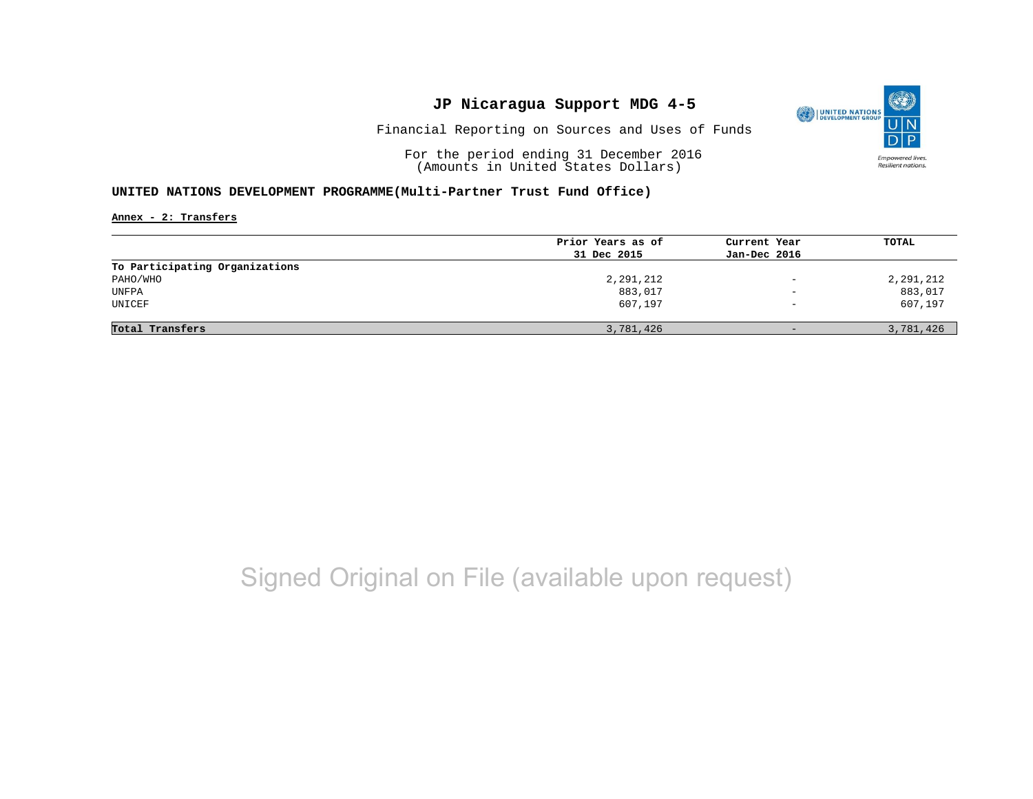# JP Nicaragua Support MDG 4-5

Financial Reporting on Sources and Uses of Funds

For the period ending 31 December 2016
(Amounts in United States Dollars)

**UNITED NATIONS DEVELOPMENT PROGRAMME(Multi-Partner Trust Fund Office)**

**Annex - 2: Transfers**

| | Prior Years as of 31 Dec 2015 | Current Year Jan-Dec 2016 | TOTAL |
|---|---|---|---|
| **To Participating Organizations** | | | |
| PAHO/WHO | 2,291,212 | - | 2,291,212 |
| UNFPA | 883,017 | - | 883,017 |
| UNICEF | 607,197 | - | 607,197 |
| **Total Transfers** | 3,781,426 | - | 3,781,426 |

Signed Original on File (available upon request)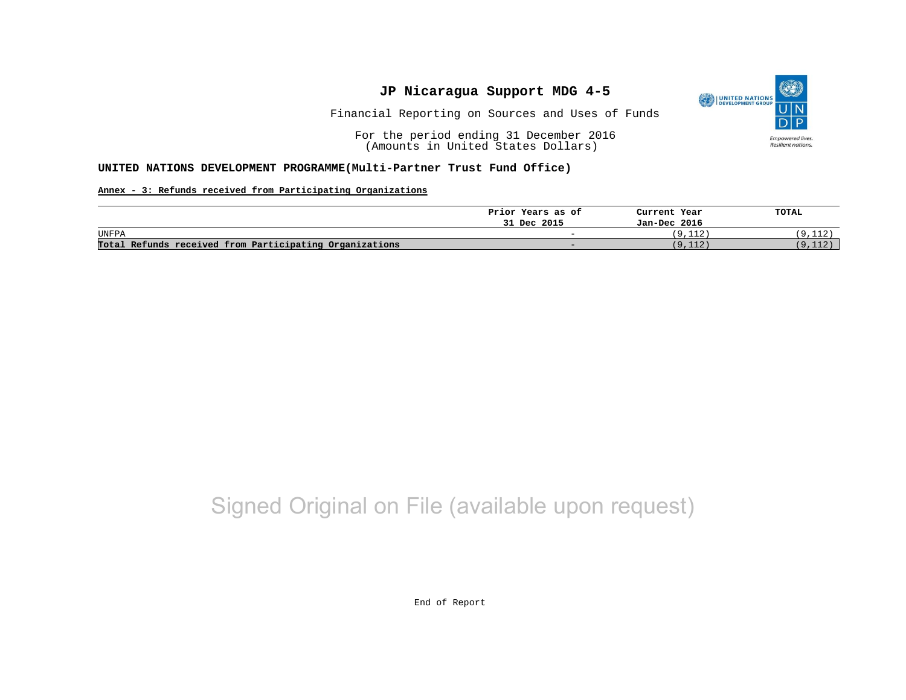# JP Nicaragua Support MDG 4-5

Financial Reporting on Sources and Uses of Funds

For the period ending 31 December 2016
(Amounts in United States Dollars)

**UNITED NATIONS DEVELOPMENT PROGRAMME(Multi-Partner Trust Fund Office)**

**Annex - 3: Refunds received from Participating Organizations**

| | Prior Years as of 31 Dec 2015 | Current Year Jan-Dec 2016 | TOTAL |
|---|---|---|---|
| UNFPA | - | (9,112) | (9,112) |
| **Total Refunds received from Participating Organizations** | - | (9,112) | (9,112) |

Signed Original on File (available upon request)

End of Report